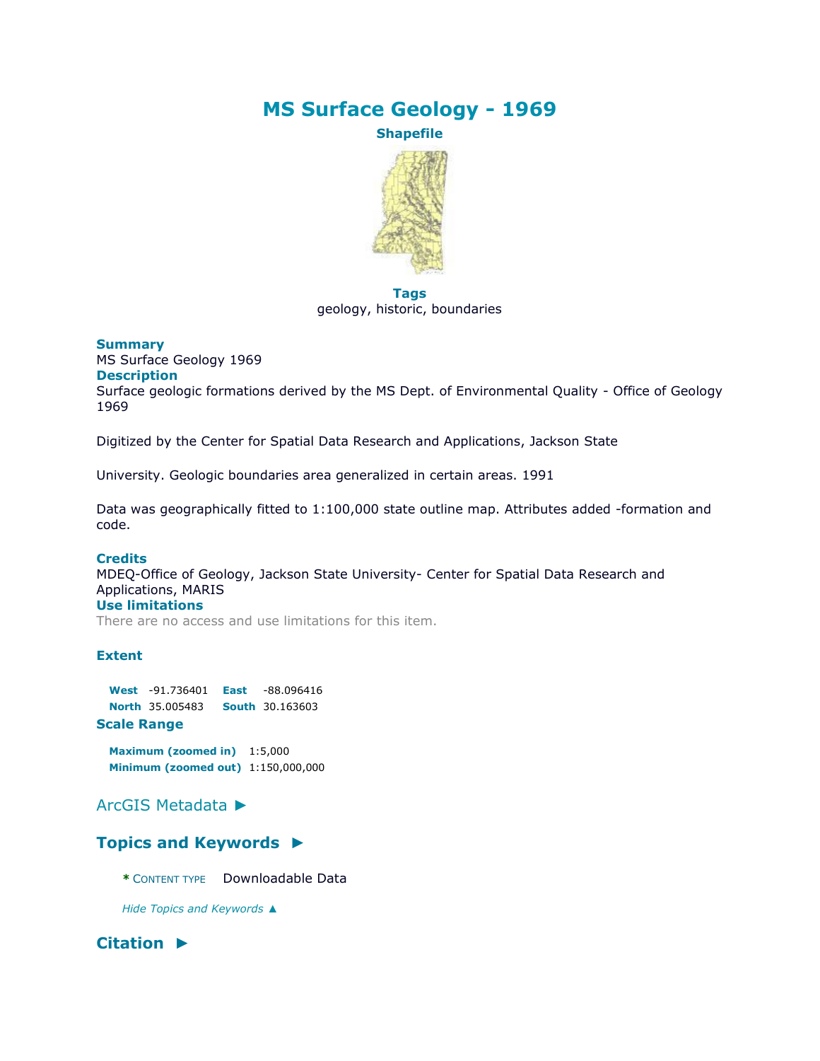# MS Surface Geology - 1969

**Shapefile**

**Tags**

geology, historic, boundaries

**Summary**

MS Surface Geology 1969

**Description**

Surface geologic formations derived by the MS Dept. of Environmental Quality - Office of Geology 1969

Digitized by the Center for Spatial Data Research and Applications, Jackson State

University. Geologic boundaries area generalized in certain areas. 1991

Data was geographically fitted to 1:100,000 state outline map. Attributes added -formation and code.

**Credits**

MDEQ-Office of Geology, Jackson State University- Center for Spatial Data Research and Applications, MARIS

**Use limitations**

There are no access and use limitations for this item.

**Extent**

| | | | |
|---|---|---|---|
| **West** | -91.736401 | **East** | -88.096416 |
| **North** | 35.005483 | **South** | 30.163603 |

**Scale Range**

| | |
|---|---|
| **Maximum (zoomed in)** | 1:5,000 |
| **Minimum (zoomed out)** | 1:150,000,000 |

## ArcGIS Metadata ►

## Topics and Keywords ►

\* CONTENT TYPE Downloadable Data

*Hide Topics and Keywords ▲*

## Citation ►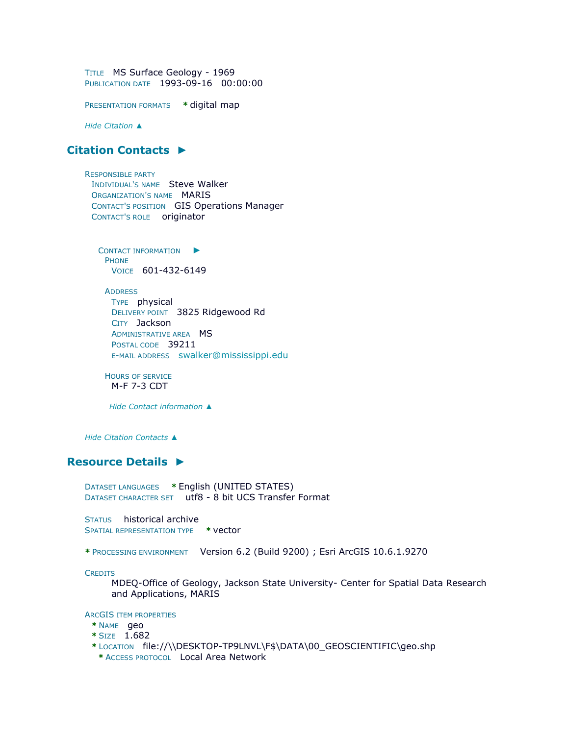TITLE MS Surface Geology - 1969
PUBLICATION DATE 1993-09-16 00:00:00

PRESENTATION FORMATS * digital map

*Hide Citation ▲*

## Citation Contacts ►

RESPONSIBLE PARTY
INDIVIDUAL'S NAME Steve Walker
ORGANIZATION'S NAME MARIS
CONTACT'S POSITION GIS Operations Manager
CONTACT'S ROLE originator

CONTACT INFORMATION ►
PHONE
VOICE 601-432-6149

ADDRESS
TYPE physical
DELIVERY POINT 3825 Ridgewood Rd
CITY Jackson
ADMINISTRATIVE AREA MS
POSTAL CODE 39211
E-MAIL ADDRESS swalker@mississippi.edu

HOURS OF SERVICE
M-F 7-3 CDT

*Hide Contact information ▲*

*Hide Citation Contacts ▲*

## Resource Details ►

DATASET LANGUAGES * English (UNITED STATES)
DATASET CHARACTER SET utf8 - 8 bit UCS Transfer Format

STATUS historical archive
SPATIAL REPRESENTATION TYPE * vector

* PROCESSING ENVIRONMENT Version 6.2 (Build 9200) ; Esri ArcGIS 10.6.1.9270

CREDITS
MDEQ-Office of Geology, Jackson State University- Center for Spatial Data Research and Applications, MARIS

ARCGIS ITEM PROPERTIES
* NAME geo
* SIZE 1.682
* LOCATION file://\\DESKTOP-TP9LNVL\F$\DATA\00_GEOSCIENTIFIC\geo.shp
* ACCESS PROTOCOL Local Area Network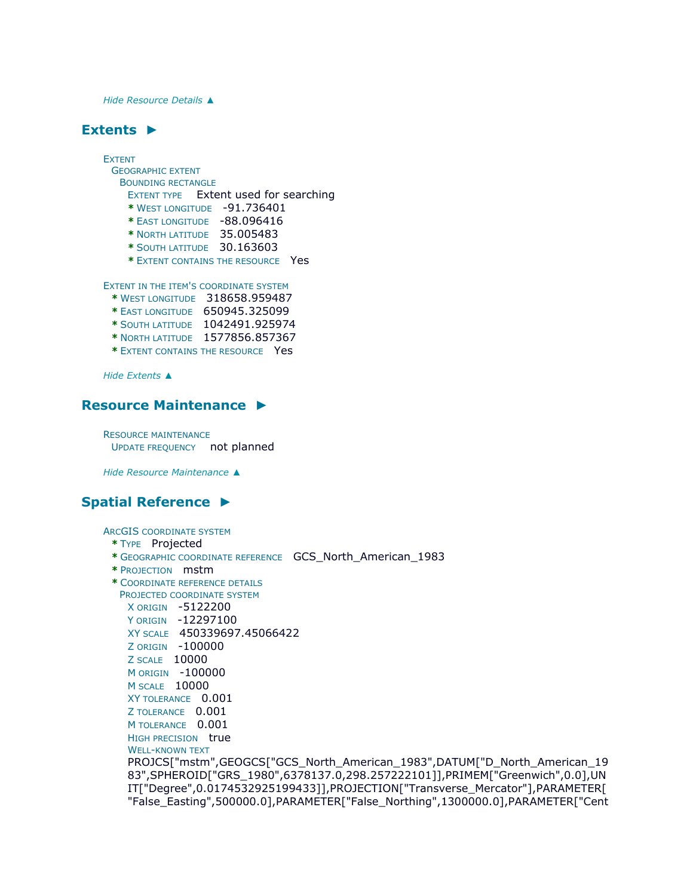*Hide Resource Details ▲*

## Extents ►

EXTENT
  GEOGRAPHIC EXTENT
    BOUNDING RECTANGLE
      EXTENT TYPE  Extent used for searching
      * WEST LONGITUDE  -91.736401
      * EAST LONGITUDE  -88.096416
      * NORTH LATITUDE  35.005483
      * SOUTH LATITUDE  30.163603
      * EXTENT CONTAINS THE RESOURCE  Yes

EXTENT IN THE ITEM'S COORDINATE SYSTEM
  * WEST LONGITUDE  318658.959487
  * EAST LONGITUDE  650945.325099
  * SOUTH LATITUDE  1042491.925974
  * NORTH LATITUDE  1577856.857367
  * EXTENT CONTAINS THE RESOURCE  Yes

*Hide Extents ▲*

## Resource Maintenance ►

RESOURCE MAINTENANCE
  UPDATE FREQUENCY  not planned

*Hide Resource Maintenance ▲*

## Spatial Reference ►

ARCGIS COORDINATE SYSTEM
  * TYPE  Projected
  * GEOGRAPHIC COORDINATE REFERENCE  GCS_North_American_1983
  * PROJECTION  mstm
  * COORDINATE REFERENCE DETAILS
    PROJECTED COORDINATE SYSTEM
      X ORIGIN  -5122200
      Y ORIGIN  -12297100
      XY SCALE  450339697.45066422
      Z ORIGIN  -100000
      Z SCALE  10000
      M ORIGIN  -100000
      M SCALE  10000
      XY TOLERANCE  0.001
      Z TOLERANCE  0.001
      M TOLERANCE  0.001
      HIGH PRECISION  true
      WELL-KNOWN TEXT
      PROJCS["mstm",GEOGCS["GCS_North_American_1983",DATUM["D_North_American_1983",SPHEROID["GRS_1980",6378137.0,298.257222101]],PRIMEM["Greenwich",0.0],UNIT["Degree",0.0174532925199433]],PROJECTION["Transverse_Mercator"],PARAMETER["False_Easting",500000.0],PARAMETER["False_Northing",1300000.0],PARAMETER["Cent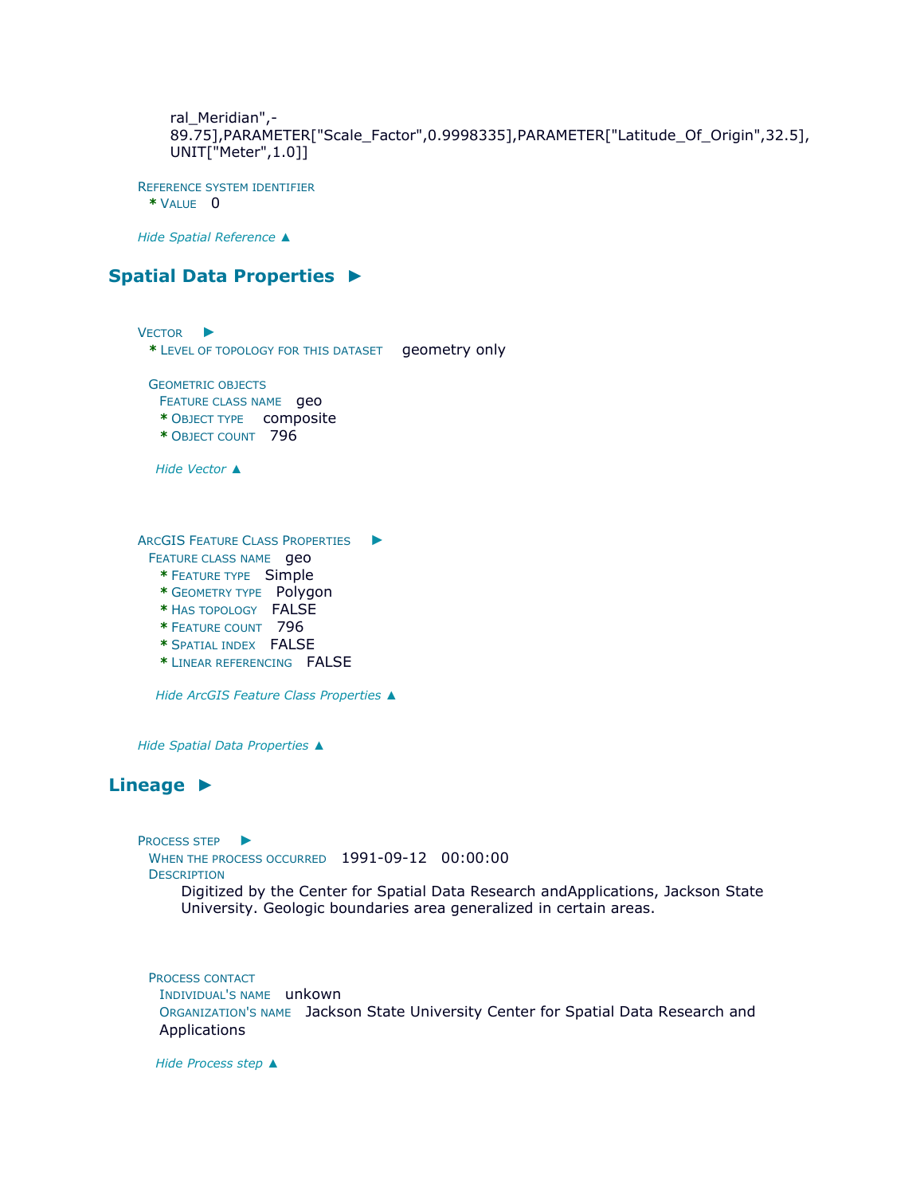ral_Meridian",-89.75],PARAMETER["Scale_Factor",0.9998335],PARAMETER["Latitude_Of_Origin",32.5],UNIT["Meter",1.0]]

REFERENCE SYSTEM IDENTIFIER
* VALUE 0

*Hide Spatial Reference ▲*

## Spatial Data Properties ►

VECTOR ►
* LEVEL OF TOPOLOGY FOR THIS DATASET geometry only

GEOMETRIC OBJECTS
FEATURE CLASS NAME geo
* OBJECT TYPE composite
* OBJECT COUNT 796

*Hide Vector ▲*

ARCGIS FEATURE CLASS PROPERTIES ►
FEATURE CLASS NAME geo
* FEATURE TYPE Simple
* GEOMETRY TYPE Polygon
* HAS TOPOLOGY FALSE
* FEATURE COUNT 796
* SPATIAL INDEX FALSE
* LINEAR REFERENCING FALSE

*Hide ArcGIS Feature Class Properties ▲*

*Hide Spatial Data Properties ▲*

## Lineage ►

PROCESS STEP ►
WHEN THE PROCESS OCCURRED 1991-09-12 00:00:00
DESCRIPTION
Digitized by the Center for Spatial Data Research andApplications, Jackson State University. Geologic boundaries area generalized in certain areas.

PROCESS CONTACT
INDIVIDUAL'S NAME unkown
ORGANIZATION'S NAME Jackson State University Center for Spatial Data Research and Applications

*Hide Process step ▲*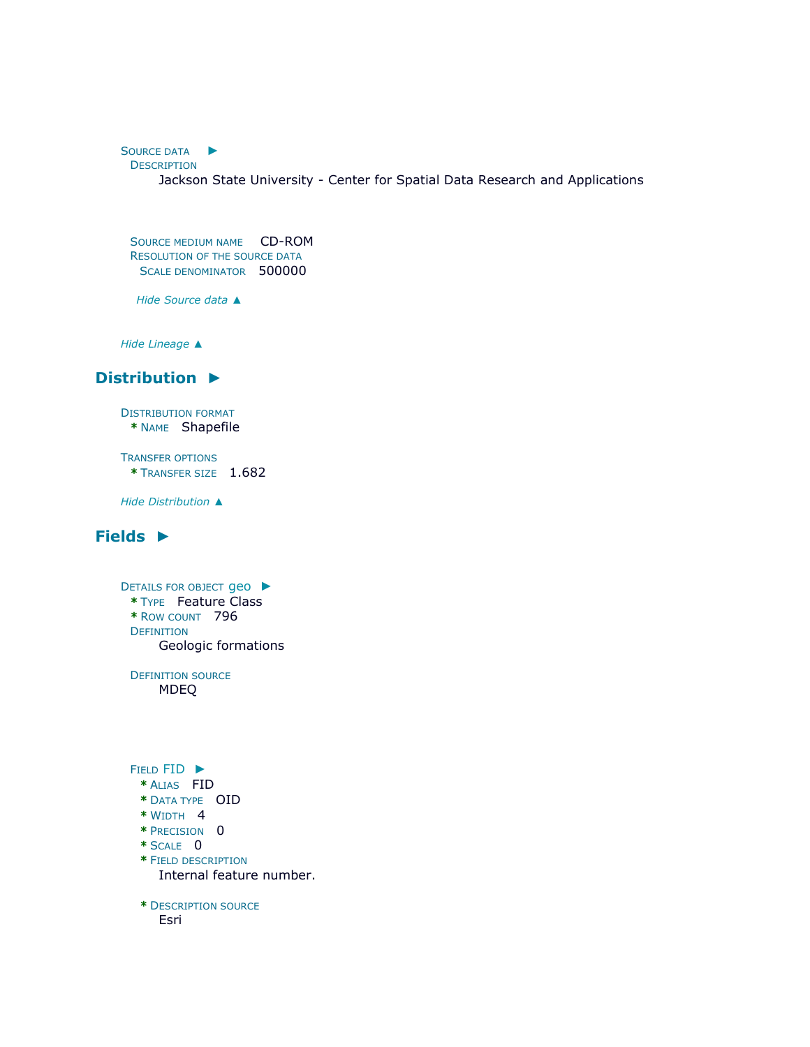Source data ►

Description

Jackson State University - Center for Spatial Data Research and Applications

Source medium name CD-ROM

Resolution of the source data

Scale denominator 500000

*Hide Source data ▲*

*Hide Lineage ▲*

## Distribution ►

Distribution format

* Name Shapefile

Transfer options

* Transfer size 1.682

*Hide Distribution ▲*

## Fields ►

Details for object geo ►

* Type Feature Class
* Row count 796

Definition

Geologic formations

Definition source

MDEQ

Field FID ►

* Alias FID
* Data type OID
* Width 4
* Precision 0
* Scale 0
* Field description

Internal feature number.

* Description source

Esri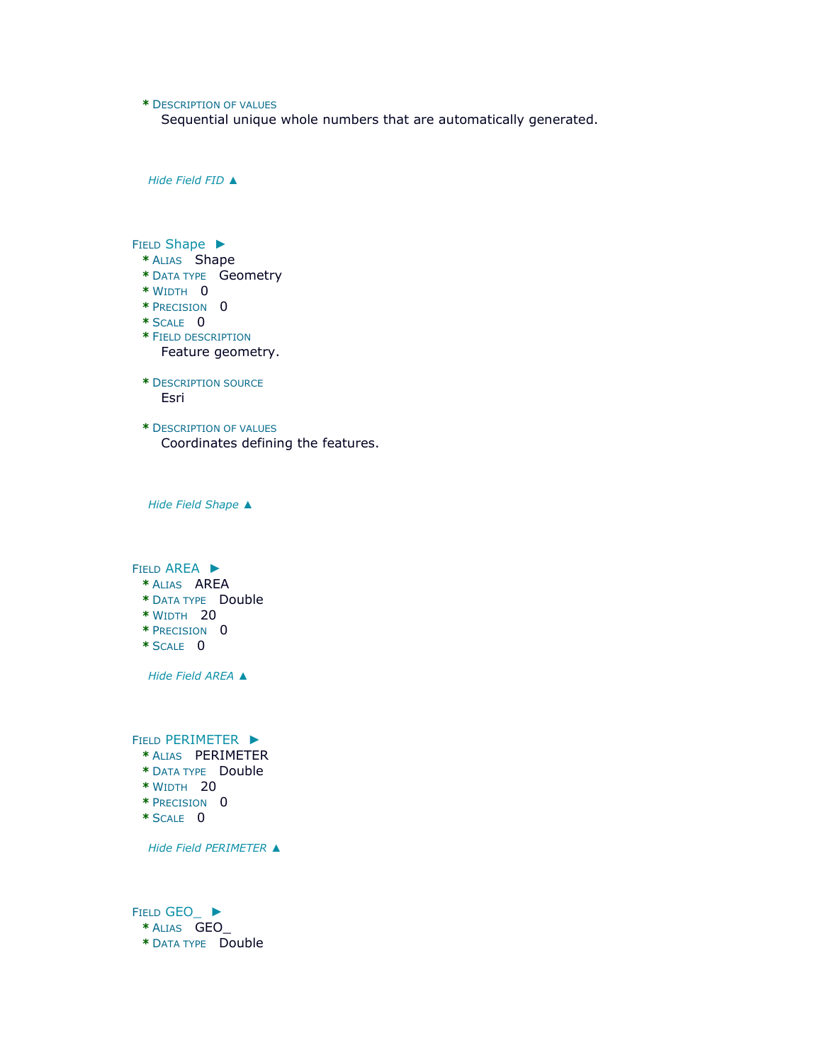* DESCRIPTION OF VALUES
  Sequential unique whole numbers that are automatically generated.

*Hide Field FID ▲*

FIELD Shape ►
* ALIAS Shape
* DATA TYPE Geometry
* WIDTH 0
* PRECISION 0
* SCALE 0
* FIELD DESCRIPTION
  Feature geometry.

* DESCRIPTION SOURCE
  Esri

* DESCRIPTION OF VALUES
  Coordinates defining the features.

*Hide Field Shape ▲*

FIELD AREA ►
* ALIAS AREA
* DATA TYPE Double
* WIDTH 20
* PRECISION 0
* SCALE 0

*Hide Field AREA ▲*

FIELD PERIMETER ►
* ALIAS PERIMETER
* DATA TYPE Double
* WIDTH 20
* PRECISION 0
* SCALE 0

*Hide Field PERIMETER ▲*

FIELD GEO_ ►
* ALIAS GEO_
* DATA TYPE Double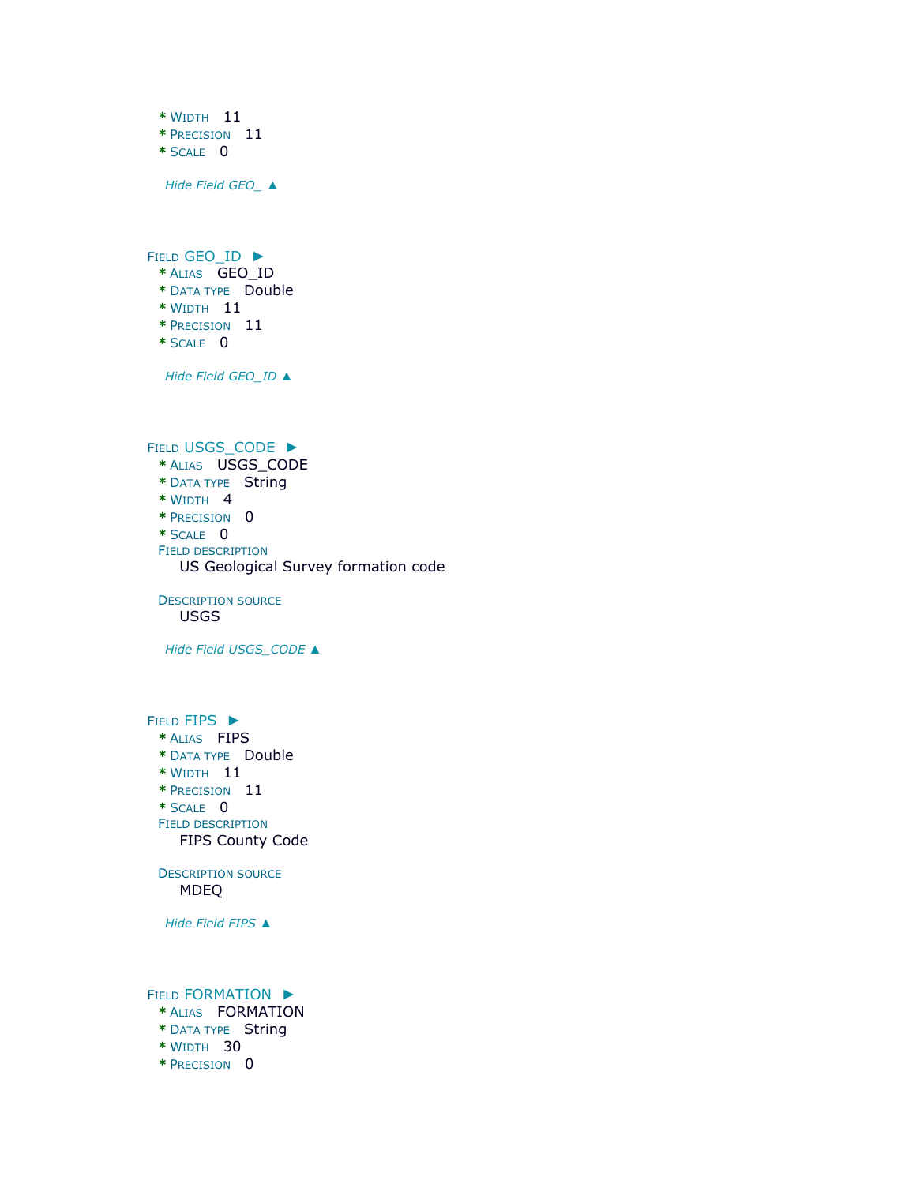* Width 11
* Precision 11
* Scale 0

*Hide Field GEO_ ▲*

Field GEO_ID ►

* Alias GEO_ID
* Data type Double
* Width 11
* Precision 11
* Scale 0

*Hide Field GEO_ID ▲*

Field USGS_CODE ►

* Alias USGS_CODE
* Data type String
* Width 4
* Precision 0
* Scale 0

Field description

US Geological Survey formation code

Description source

USGS

*Hide Field USGS_CODE ▲*

Field FIPS ►

* Alias FIPS
* Data type Double
* Width 11
* Precision 11
* Scale 0

Field description

FIPS County Code

Description source

MDEQ

*Hide Field FIPS ▲*

Field FORMATION ►

* Alias FORMATION
* Data type String
* Width 30
* Precision 0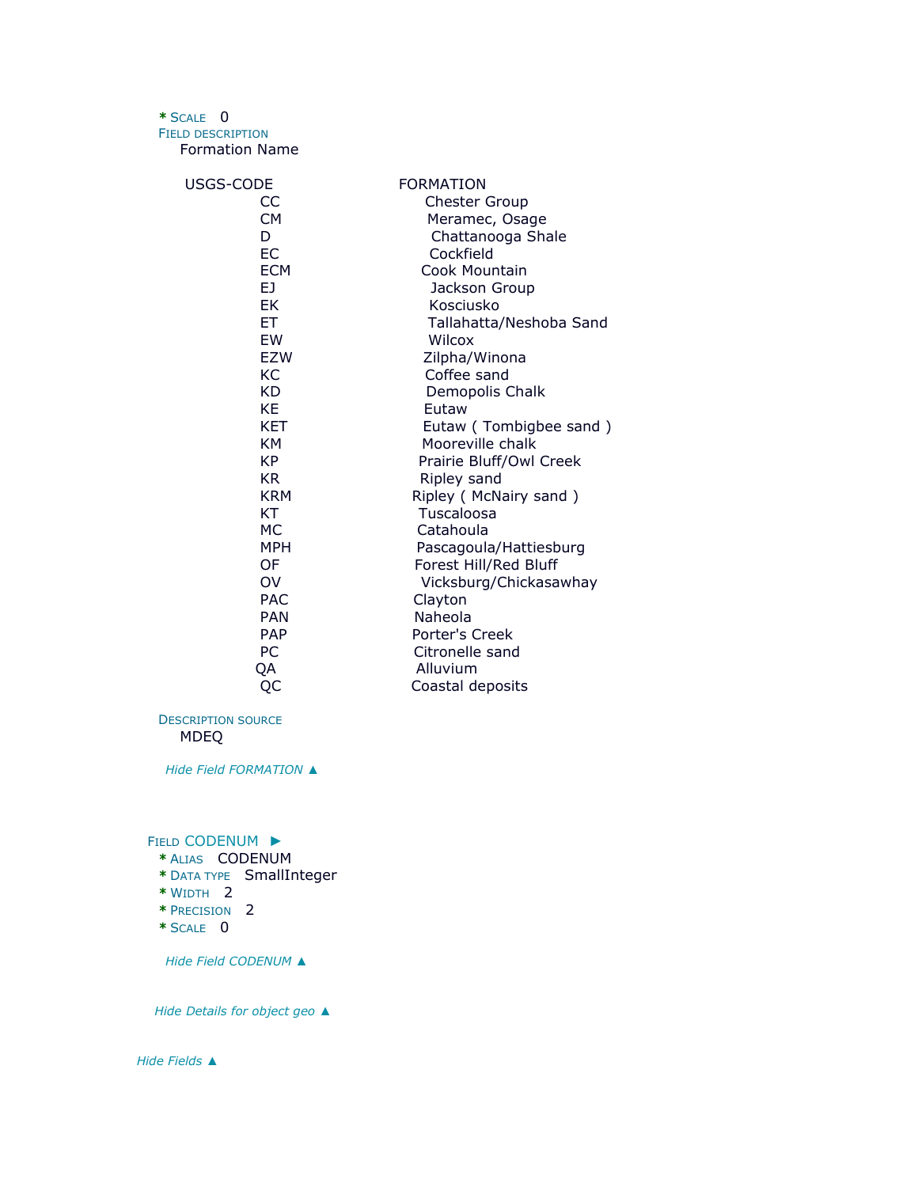**\*** SCALE 0

FIELD DESCRIPTION

Formation Name

| USGS-CODE | FORMATION |
|---|---|
| CC | Chester Group |
| CM | Meramec, Osage |
| D | Chattanooga Shale |
| EC | Cockfield |
| ECM | Cook Mountain |
| EJ | Jackson Group |
| EK | Kosciusko |
| ET | Tallahatta/Neshoba Sand |
| EW | Wilcox |
| EZW | Zilpha/Winona |
| KC | Coffee sand |
| KD | Demopolis Chalk |
| KE | Eutaw |
| KET | Eutaw ( Tombigbee sand ) |
| KM | Mooreville chalk |
| KP | Prairie Bluff/Owl Creek |
| KR | Ripley sand |
| KRM | Ripley ( McNairy sand ) |
| KT | Tuscaloosa |
| MC | Catahoula |
| MPH | Pascagoula/Hattiesburg |
| OF | Forest Hill/Red Bluff |
| OV | Vicksburg/Chickasawhay |
| PAC | Clayton |
| PAN | Naheola |
| PAP | Porter's Creek |
| PC | Citronelle sand |
| QA | Alluvium |
| QC | Coastal deposits |

DESCRIPTION SOURCE

MDEQ

*Hide Field FORMATION ▲*

FIELD CODENUM ►

**\*** ALIAS CODENUM

**\*** DATA TYPE SmallInteger

**\*** WIDTH 2

**\*** PRECISION 2

**\*** SCALE 0

*Hide Field CODENUM ▲*

*Hide Details for object geo ▲*

*Hide Fields ▲*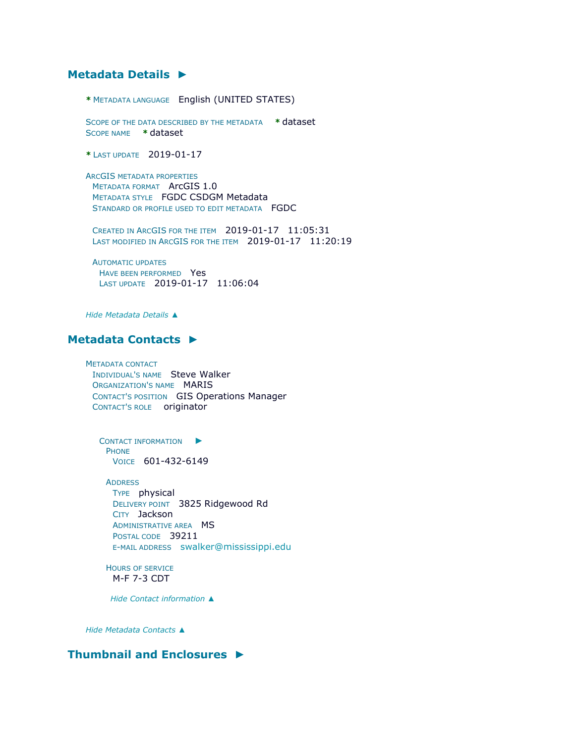## Metadata Details ►

**\*** METADATA LANGUAGE English (UNITED STATES)

SCOPE OF THE DATA DESCRIBED BY THE METADATA **\*** dataset
SCOPE NAME **\*** dataset

**\*** LAST UPDATE 2019-01-17

ARCGIS METADATA PROPERTIES
METADATA FORMAT ArcGIS 1.0
METADATA STYLE FGDC CSDGM Metadata
STANDARD OR PROFILE USED TO EDIT METADATA FGDC

CREATED IN ARCGIS FOR THE ITEM 2019-01-17 11:05:31
LAST MODIFIED IN ARCGIS FOR THE ITEM 2019-01-17 11:20:19

AUTOMATIC UPDATES
HAVE BEEN PERFORMED Yes
LAST UPDATE 2019-01-17 11:06:04

*Hide Metadata Details ▲*

## Metadata Contacts ►

METADATA CONTACT
INDIVIDUAL'S NAME Steve Walker
ORGANIZATION'S NAME MARIS
CONTACT'S POSITION GIS Operations Manager
CONTACT'S ROLE originator

CONTACT INFORMATION ►
PHONE
VOICE 601-432-6149

ADDRESS
TYPE physical
DELIVERY POINT 3825 Ridgewood Rd
CITY Jackson
ADMINISTRATIVE AREA MS
POSTAL CODE 39211
E-MAIL ADDRESS swalker@mississippi.edu

HOURS OF SERVICE
M-F 7-3 CDT

*Hide Contact information ▲*

*Hide Metadata Contacts ▲*

## Thumbnail and Enclosures ►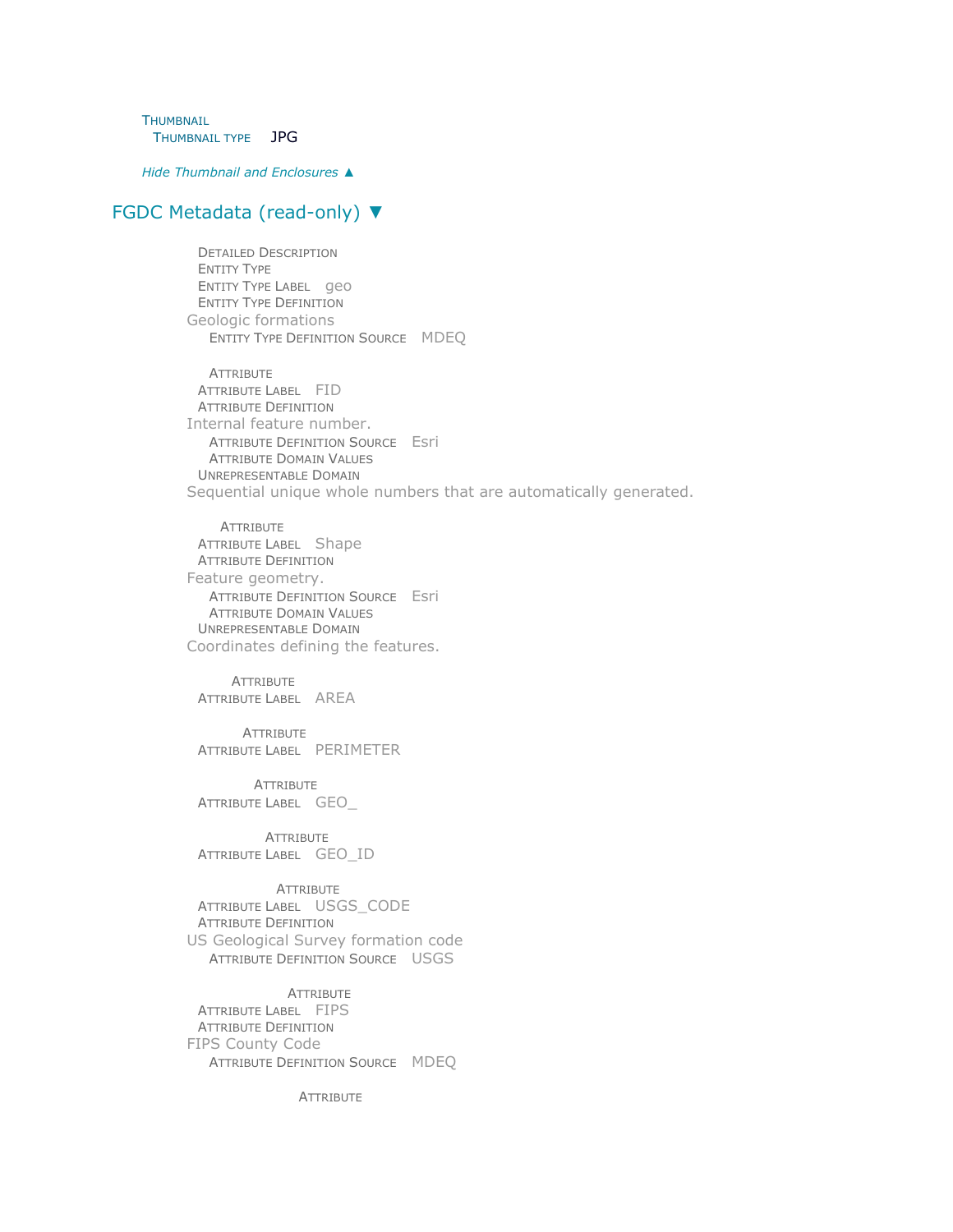THUMBNAIL
THUMBNAIL TYPE JPG

*Hide Thumbnail and Enclosures ▲*

## FGDC Metadata (read-only) ▼

DETAILED DESCRIPTION
ENTITY TYPE
ENTITY TYPE LABEL geo
ENTITY TYPE DEFINITION
Geologic formations
ENTITY TYPE DEFINITION SOURCE MDEQ

ATTRIBUTE
ATTRIBUTE LABEL FID
ATTRIBUTE DEFINITION
Internal feature number.
ATTRIBUTE DEFINITION SOURCE Esri
ATTRIBUTE DOMAIN VALUES
UNREPRESENTABLE DOMAIN
Sequential unique whole numbers that are automatically generated.

ATTRIBUTE
ATTRIBUTE LABEL Shape
ATTRIBUTE DEFINITION
Feature geometry.
ATTRIBUTE DEFINITION SOURCE Esri
ATTRIBUTE DOMAIN VALUES
UNREPRESENTABLE DOMAIN
Coordinates defining the features.

ATTRIBUTE
ATTRIBUTE LABEL AREA

ATTRIBUTE
ATTRIBUTE LABEL PERIMETER

ATTRIBUTE
ATTRIBUTE LABEL GEO_

ATTRIBUTE
ATTRIBUTE LABEL GEO_ID

ATTRIBUTE
ATTRIBUTE LABEL USGS_CODE
ATTRIBUTE DEFINITION
US Geological Survey formation code
ATTRIBUTE DEFINITION SOURCE USGS

ATTRIBUTE
ATTRIBUTE LABEL FIPS
ATTRIBUTE DEFINITION
FIPS County Code
ATTRIBUTE DEFINITION SOURCE MDEQ

ATTRIBUTE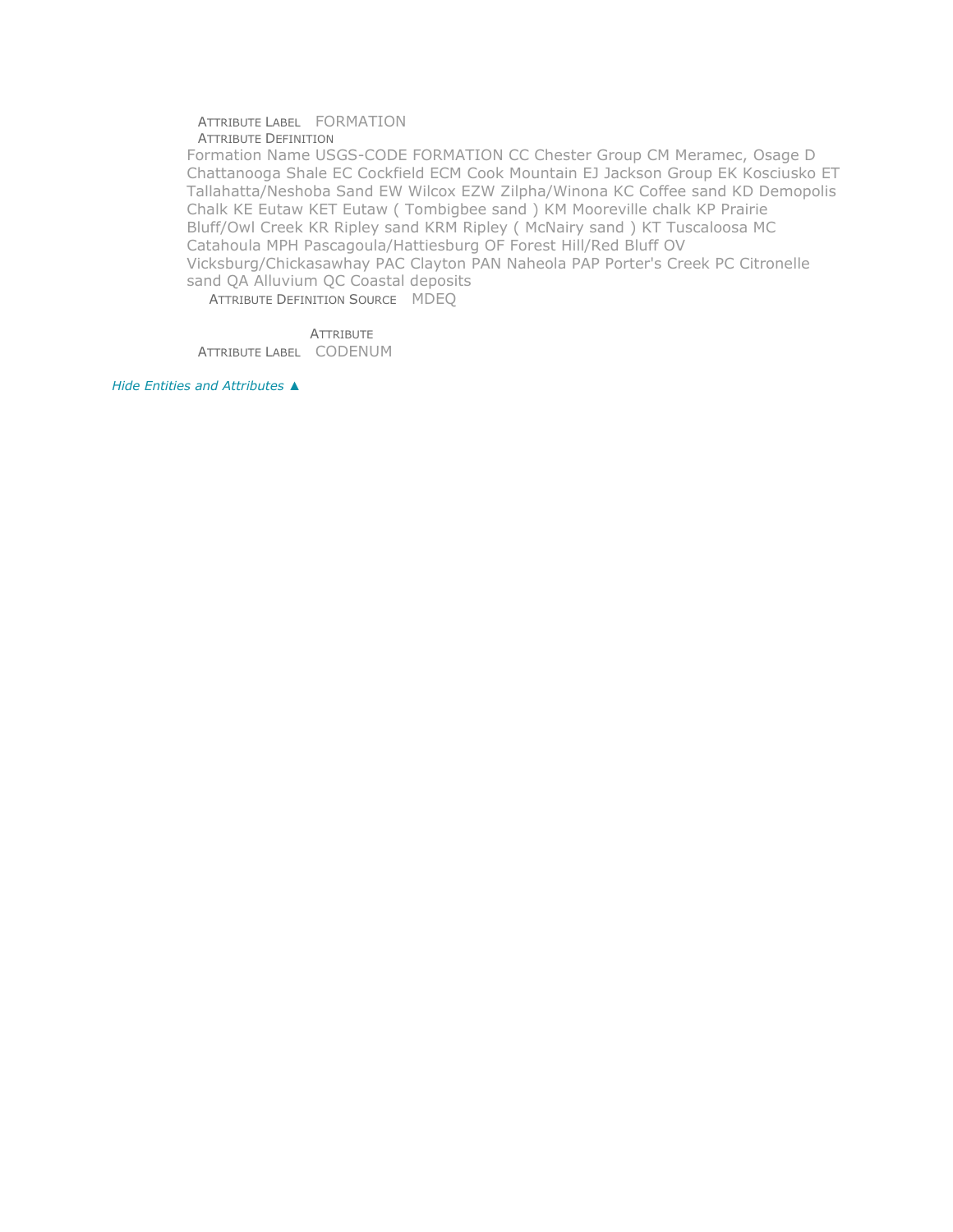ATTRIBUTE LABEL FORMATION

ATTRIBUTE DEFINITION

Formation Name USGS-CODE FORMATION CC Chester Group CM Meramec, Osage D Chattanooga Shale EC Cockfield ECM Cook Mountain EJ Jackson Group EK Kosciusko ET Tallahatta/Neshoba Sand EW Wilcox EZW Zilpha/Winona KC Coffee sand KD Demopolis Chalk KE Eutaw KET Eutaw ( Tombigbee sand ) KM Mooreville chalk KP Prairie Bluff/Owl Creek KR Ripley sand KRM Ripley ( McNairy sand ) KT Tuscaloosa MC Catahoula MPH Pascagoula/Hattiesburg OF Forest Hill/Red Bluff OV Vicksburg/Chickasawhay PAC Clayton PAN Naheola PAP Porter's Creek PC Citronelle sand QA Alluvium QC Coastal deposits

ATTRIBUTE DEFINITION SOURCE MDEQ

ATTRIBUTE

ATTRIBUTE LABEL CODENUM

*Hide Entities and Attributes ▲*